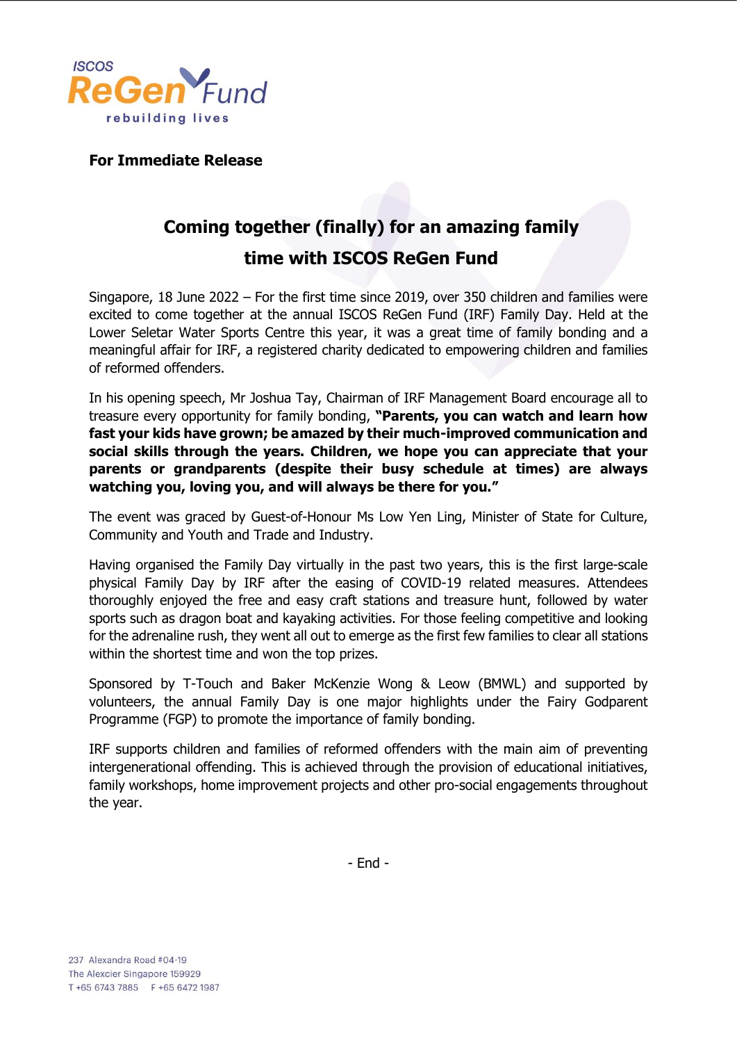ISCOS ReGen Fund
rebuilding lives

**For Immediate Release**

# Coming together (finally) for an amazing family time with ISCOS ReGen Fund

Singapore, 18 June 2022 – For the first time since 2019, over 350 children and families were excited to come together at the annual ISCOS ReGen Fund (IRF) Family Day. Held at the Lower Seletar Water Sports Centre this year, it was a great time of family bonding and a meaningful affair for IRF, a registered charity dedicated to empowering children and families of reformed offenders.

In his opening speech, Mr Joshua Tay, Chairman of IRF Management Board encourage all to treasure every opportunity for family bonding, **"Parents, you can watch and learn how fast your kids have grown; be amazed by their much-improved communication and social skills through the years. Children, we hope you can appreciate that your parents or grandparents (despite their busy schedule at times) are always watching you, loving you, and will always be there for you."**

The event was graced by Guest-of-Honour Ms Low Yen Ling, Minister of State for Culture, Community and Youth and Trade and Industry.

Having organised the Family Day virtually in the past two years, this is the first large-scale physical Family Day by IRF after the easing of COVID-19 related measures. Attendees thoroughly enjoyed the free and easy craft stations and treasure hunt, followed by water sports such as dragon boat and kayaking activities. For those feeling competitive and looking for the adrenaline rush, they went all out to emerge as the first few families to clear all stations within the shortest time and won the top prizes.

Sponsored by T-Touch and Baker McKenzie Wong & Leow (BMWL) and supported by volunteers, the annual Family Day is one major highlights under the Fairy Godparent Programme (FGP) to promote the importance of family bonding.

IRF supports children and families of reformed offenders with the main aim of preventing intergenerational offending. This is achieved through the provision of educational initiatives, family workshops, home improvement projects and other pro-social engagements throughout the year.

- End -

237 Alexandra Road #04-19
The Alexcier Singapore 159929
T +65 6743 7885 F +65 6472 1987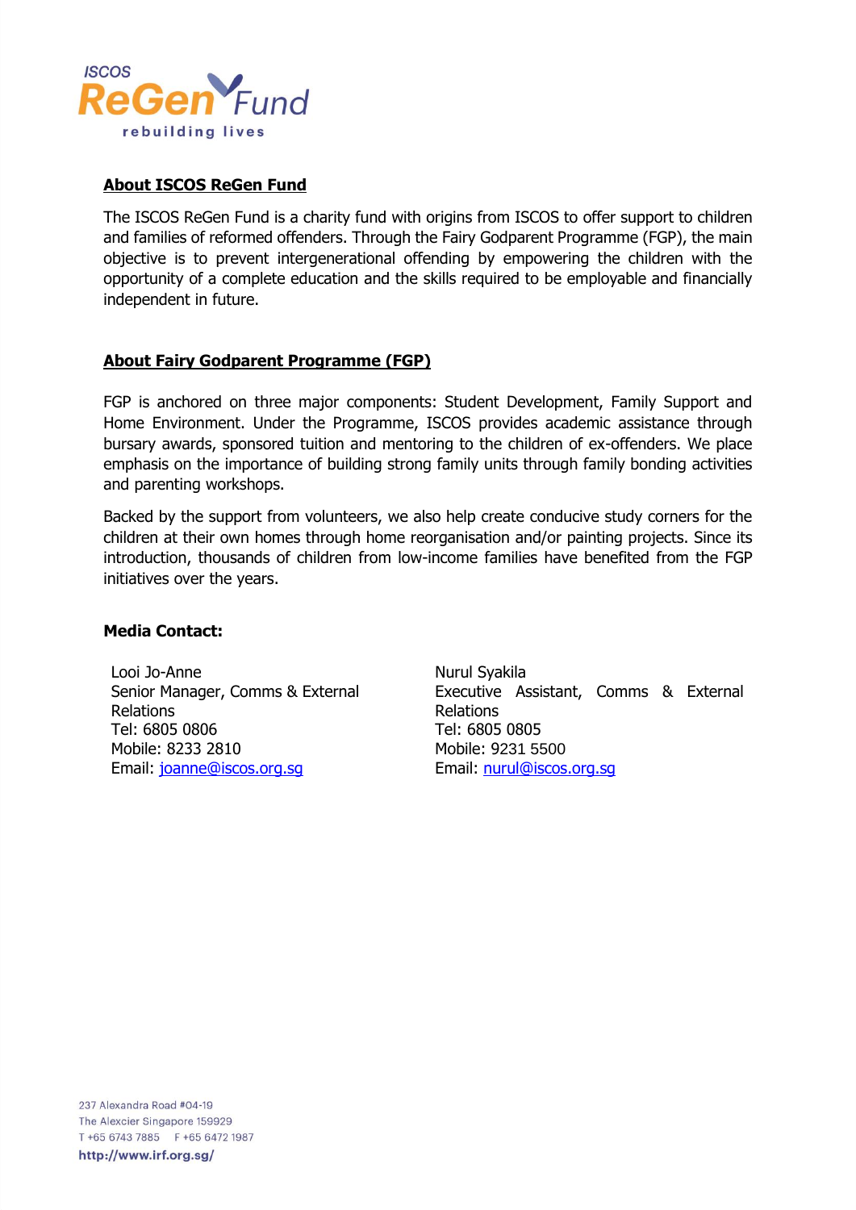ISCOS ReGen Fund
rebuilding lives

**About ISCOS ReGen Fund**

The ISCOS ReGen Fund is a charity fund with origins from ISCOS to offer support to children and families of reformed offenders. Through the Fairy Godparent Programme (FGP), the main objective is to prevent intergenerational offending by empowering the children with the opportunity of a complete education and the skills required to be employable and financially independent in future.

**About Fairy Godparent Programme (FGP)**

FGP is anchored on three major components: Student Development, Family Support and Home Environment. Under the Programme, ISCOS provides academic assistance through bursary awards, sponsored tuition and mentoring to the children of ex-offenders. We place emphasis on the importance of building strong family units through family bonding activities and parenting workshops.

Backed by the support from volunteers, we also help create conducive study corners for the children at their own homes through home reorganisation and/or painting projects. Since its introduction, thousands of children from low-income families have benefited from the FGP initiatives over the years.

**Media Contact:**

Looi Jo-Anne
Senior Manager, Comms & External Relations
Tel: 6805 0806
Mobile: 8233 2810
Email: joanne@iscos.org.sg

Nurul Syakila
Executive Assistant, Comms & External Relations
Tel: 6805 0805
Mobile: 9231 5500
Email: nurul@iscos.org.sg

237 Alexandra Road #04-19
The Alexcier Singapore 159929
T +65 6743 7885 F +65 6472 1987
http://www.irf.org.sg/